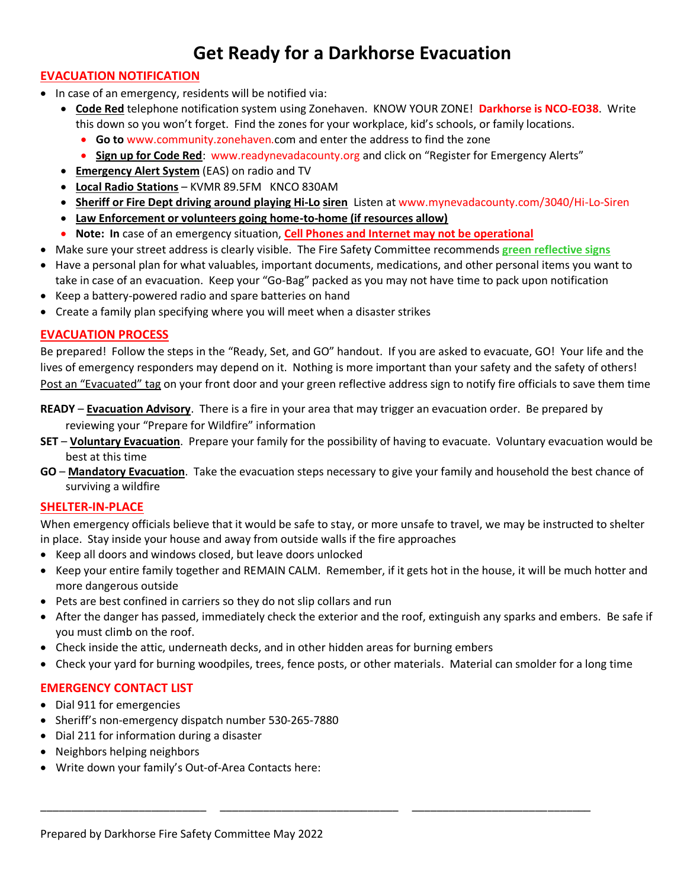# Get Ready for a Darkhorse Evacuation

## EVACUATION NOTIFICATION

- In case of an emergency, residents will be notified via:
  - **Code Red** telephone notification system using Zonehaven. KNOW YOUR ZONE! **Darkhorse is NCO-EO38**. Write this down so you won't forget. Find the zones for your workplace, kid's schools, or family locations.
    - **Go to** www.community.zonehaven.com and enter the address to find the zone
    - **Sign up for Code Red**: www.readynevadacounty.org and click on "Register for Emergency Alerts"
  - **Emergency Alert System** (EAS) on radio and TV
  - **Local Radio Stations** – KVMR 89.5FM KNCO 830AM
  - **Sheriff or Fire Dept driving around playing Hi-Lo siren** Listen at www.mynevadacounty.com/3040/Hi-Lo-Siren
  - **Law Enforcement or volunteers going home-to-home (if resources allow)**
  - **Note: In** case of an emergency situation, **Cell Phones and Internet may not be operational**
- Make sure your street address is clearly visible. The Fire Safety Committee recommends **green reflective signs**
- Have a personal plan for what valuables, important documents, medications, and other personal items you want to take in case of an evacuation. Keep your "Go-Bag" packed as you may not have time to pack upon notification
- Keep a battery-powered radio and spare batteries on hand
- Create a family plan specifying where you will meet when a disaster strikes

## EVACUATION PROCESS

Be prepared! Follow the steps in the "Ready, Set, and GO" handout. If you are asked to evacuate, GO! Your life and the lives of emergency responders may depend on it. Nothing is more important than your safety and the safety of others! Post an "Evacuated" tag on your front door and your green reflective address sign to notify fire officials to save them time

**READY** – **Evacuation Advisory**. There is a fire in your area that may trigger an evacuation order. Be prepared by reviewing your "Prepare for Wildfire" information

**SET** – **Voluntary Evacuation**. Prepare your family for the possibility of having to evacuate. Voluntary evacuation would be best at this time

**GO** – **Mandatory Evacuation**. Take the evacuation steps necessary to give your family and household the best chance of surviving a wildfire

## SHELTER-IN-PLACE

When emergency officials believe that it would be safe to stay, or more unsafe to travel, we may be instructed to shelter in place. Stay inside your house and away from outside walls if the fire approaches

- Keep all doors and windows closed, but leave doors unlocked
- Keep your entire family together and REMAIN CALM. Remember, if it gets hot in the house, it will be much hotter and more dangerous outside
- Pets are best confined in carriers so they do not slip collars and run
- After the danger has passed, immediately check the exterior and the roof, extinguish any sparks and embers. Be safe if you must climb on the roof.
- Check inside the attic, underneath decks, and in other hidden areas for burning embers
- Check your yard for burning woodpiles, trees, fence posts, or other materials. Material can smolder for a long time

## EMERGENCY CONTACT LIST

- Dial 911 for emergencies
- Sheriff's non-emergency dispatch number 530-265-7880
- Dial 211 for information during a disaster
- Neighbors helping neighbors
- Write down your family's Out-of-Area Contacts here:

\_\_\_\_\_\_\_\_\_\_\_\_\_\_\_\_\_\_\_\_\_\_\_\_\_\_ \_\_\_\_\_\_\_\_\_\_\_\_\_\_\_\_\_\_\_\_\_\_\_\_\_\_\_\_ \_\_\_\_\_\_\_\_\_\_\_\_\_\_\_\_\_\_\_\_\_\_\_\_\_\_\_\_

Prepared by Darkhorse Fire Safety Committee May 2022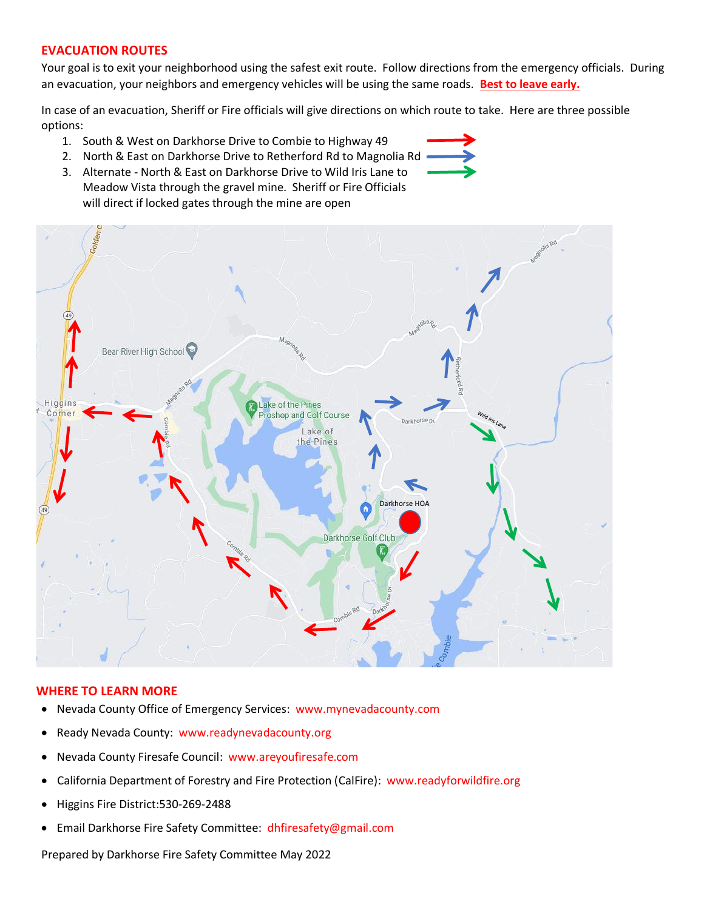## EVACUATION ROUTES

Your goal is to exit your neighborhood using the safest exit route. Follow directions from the emergency officials. During an evacuation, your neighbors and emergency vehicles will be using the same roads. **Best to leave early.**

In case of an evacuation, Sheriff or Fire officials will give directions on which route to take. Here are three possible options:

1. South & West on Darkhorse Drive to Combie to Highway 49
2. North & East on Darkhorse Drive to Retherford Rd to Magnolia Rd
3. Alternate - North & East on Darkhorse Drive to Wild Iris Lane to Meadow Vista through the gravel mine. Sheriff or Fire Officials will direct if locked gates through the mine are open

Golden C
49
Bear River High School
Magnolia Rd
Magnolia Rd
Magnolia Rd
Magnolia Rd
Higgins Corner
Combie Rd
Lake of the Pines Proshop and Golf Course
Lake of the Pines
Darkhorse Dr
Retherford Rd
Wild Iris Lane
Darkhorse HOA
Darkhorse Golf Club
Combie Rd
Combie Rd
Darkhorse Dr
49
Combie

## WHERE TO LEARN MORE

- Nevada County Office of Emergency Services: www.mynevadacounty.com
- Ready Nevada County: www.readynevadacounty.org
- Nevada County Firesafe Council: www.areyoufiresafe.com
- California Department of Forestry and Fire Protection (CalFire): www.readyforwildfire.org
- Higgins Fire District:530-269-2488
- Email Darkhorse Fire Safety Committee: dhfiresafety@gmail.com

Prepared by Darkhorse Fire Safety Committee May 2022